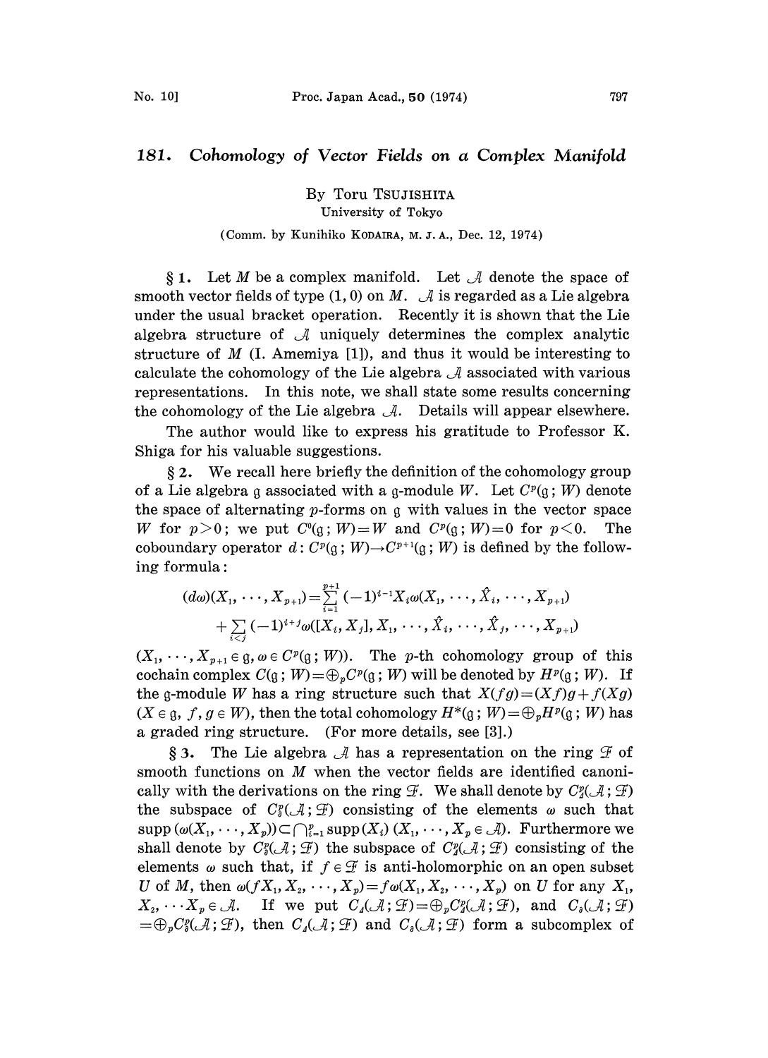# 181. Cohomology of Vector Fields on a Complex Manifold

By Toru TSUJISHITA

University of Tokyo

(Comm. by Kunihiko KODAIRA, M. J. A., Dec. 12, 1974)

§ 1. Let $M$ be a complex manifold. Let $\mathcal{A}$ denote the space of smooth vector fields of type (1, 0) on $M$. $\mathcal{A}$ is regarded as a Lie algebra under the usual bracket operation. Recently it is shown that the Lie algebra structure of $\mathcal{A}$ uniquely determines the complex analytic structure of $M$ (I. Amemiya [1]), and thus it would be interesting to calculate the cohomology of the Lie algebra $\mathcal{A}$ associated with various representations. In this note, we shall state some results concerning the cohomology of the Lie algebra $\mathcal{A}$. Details will appear elsewhere.

The author would like to express his gratitude to Professor K. Shiga for his valuable suggestions.

§ 2. We recall here briefly the definition of the cohomology group of a Lie algebra $\mathfrak{g}$ associated with a $\mathfrak{g}$-module $W$. Let $C^p(\mathfrak{g}; W)$ denote the space of alternating $p$-forms on $\mathfrak{g}$ with values in the vector space $W$ for $p>0$; we put $C^0(\mathfrak{g}; W)=W$ and $C^p(\mathfrak{g}; W)=0$ for $p<0$. The coboundary operator $d: C^p(\mathfrak{g}; W)\to C^{p+1}(\mathfrak{g}; W)$ is defined by the following formula:

$$(d\omega)(X_1, \cdots, X_{p+1})=\sum_{i=1}^{p+1}(-1)^{i-1}X_i\omega(X_1, \cdots, \hat{X}_i, \cdots, X_{p+1})$$
$$+\sum_{i<j}(-1)^{i+j}\omega([X_i, X_j], X_1, \cdots, \hat{X}_i, \cdots, \hat{X}_j, \cdots, X_{p+1})$$

$(X_1, \cdots, X_{p+1}\in \mathfrak{g}, \omega \in C^p(\mathfrak{g}; W))$. The $p$-th cohomology group of this cochain complex $C(\mathfrak{g}; W)=\oplus_p C^p(\mathfrak{g}; W)$ will be denoted by $H^p(\mathfrak{g}; W)$. If the $\mathfrak{g}$-module $W$ has a ring structure such that $X(fg)=(Xf)g+f(Xg)$ $(X\in \mathfrak{g},\ f, g\in W)$, then the total cohomology $H^*(\mathfrak{g}; W)=\oplus_p H^p(\mathfrak{g}; W)$ has a graded ring structure. (For more details, see [3].)

§ 3. The Lie algebra $\mathcal{A}$ has a representation on the ring $\mathcal{F}$ of smooth functions on $M$ when the vector fields are identified canonically with the derivations on the ring $\mathcal{F}$. We shall denote by $C^p_\Delta(\mathcal{A}; \mathcal{F})$ the subspace of $C^p_\Delta(\mathcal{A}; \mathcal{F})$ consisting of the elements $\omega$ such that $\mathrm{supp}\,(\omega(X_1, \cdots, X_p))\subset \bigcap_{i=1}^p \mathrm{supp}\,(X_i)$ $(X_1, \cdots, X_p\in \mathcal{A})$. Furthermore we shall denote by $C^p_{\bar\partial}(\mathcal{A}; \mathcal{F})$ the subspace of $C^p_\Delta(\mathcal{A}; \mathcal{F})$ consisting of the elements $\omega$ such that, if $f\in \mathcal{F}$ is anti-holomorphic on an open subset $U$ of $M$, then $\omega(fX_1, X_2, \cdots, X_p)=f\omega(X_1, X_2, \cdots, X_p)$ on $U$ for any $X_1, X_2, \cdots X_p\in \mathcal{A}$. If we put $C_\Delta(\mathcal{A}; \mathcal{F})=\oplus_p C^p_\Delta(\mathcal{A}; \mathcal{F})$, and $C_{\bar\partial}(\mathcal{A}; \mathcal{F})=\oplus_p C^p_{\bar\partial}(\mathcal{A}; \mathcal{F})$, then $C_\Delta(\mathcal{A}; \mathcal{F})$ and $C_{\bar\partial}(\mathcal{A}; \mathcal{F})$ form a subcomplex of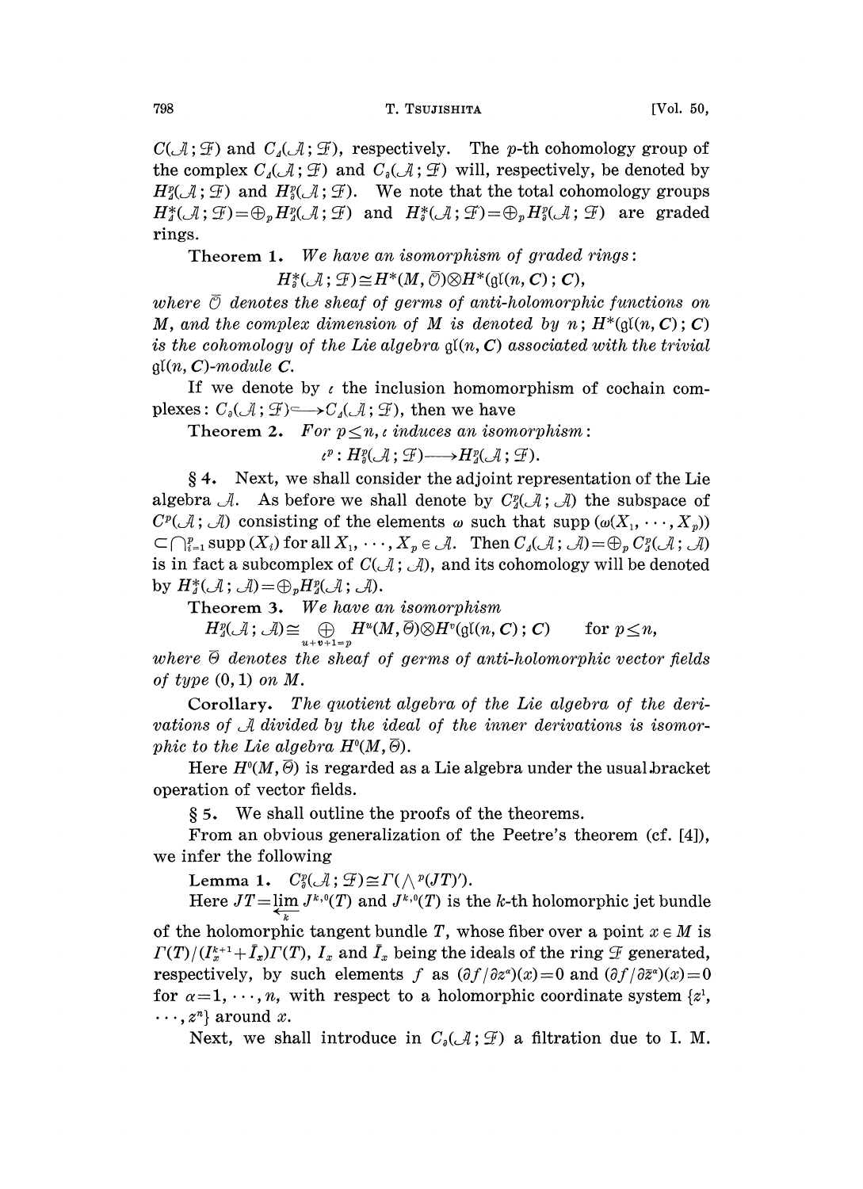$C(\mathcal{A};\mathcal{F})$ and $C_\Delta(\mathcal{A};\mathcal{F})$, respectively. The $p$-th cohomology group of the complex $C_\Delta(\mathcal{A};\mathcal{F})$ and $C_\partial(\mathcal{A};\mathcal{F})$ will, respectively, be denoted by $H^p_\Delta(\mathcal{A};\mathcal{F})$ and $H^p_\partial(\mathcal{A};\mathcal{F})$. We note that the total cohomology groups $H^*_\Delta(\mathcal{A};\mathcal{F})=\oplus_p H^p_\Delta(\mathcal{A};\mathcal{F})$ and $H^*_\partial(\mathcal{A};\mathcal{F})=\oplus_p H^p_\partial(\mathcal{A};\mathcal{F})$ are graded rings.

**Theorem 1.** *We have an isomorphism of graded rings:*

$$H^*_\partial(\mathcal{A};\mathcal{F})\cong H^*(M,\bar{\mathcal{O}})\otimes H^*(\mathfrak{gl}(n,\boldsymbol{C});\boldsymbol{C}),$$

*where $\bar{\mathcal{O}}$ denotes the sheaf of germs of anti-holomorphic functions on $M$, and the complex dimension of $M$ is denoted by $n$; $H^*(\mathfrak{gl}(n,\boldsymbol{C});\boldsymbol{C})$ is the cohomology of the Lie algebra $\mathfrak{gl}(n,\boldsymbol{C})$ associated with the trivial $\mathfrak{gl}(n,\boldsymbol{C})$-module $\boldsymbol{C}$.*

If we denote by $\iota$ the inclusion homomorphism of cochain complexes: $C_\partial(\mathcal{A};\mathcal{F})\hookrightarrow C_\Delta(\mathcal{A};\mathcal{F})$, then we have

**Theorem 2.** *For $p\leq n$, $\iota$ induces an isomorphism:*

$$\iota^p: H^p_\partial(\mathcal{A};\mathcal{F})\longrightarrow H^p_\Delta(\mathcal{A};\mathcal{F}).$$

§ 4. Next, we shall consider the adjoint representation of the Lie algebra $\mathcal{A}$. As before we shall denote by $C^p_\Delta(\mathcal{A};\mathcal{A})$ the subspace of $C^p(\mathcal{A};\mathcal{A})$ consisting of the elements $\omega$ such that $\operatorname{supp}(\omega(X_1,\cdots,X_p))\subset\bigcap_{i=1}^p\operatorname{supp}(X_i)$ for all $X_1,\cdots,X_p\in\mathcal{A}$. Then $C_\Delta(\mathcal{A};\mathcal{A})=\oplus_p C^p_\Delta(\mathcal{A};\mathcal{A})$ is in fact a subcomplex of $C(\mathcal{A};\mathcal{A})$, and its cohomology will be denoted by $H^*_\Delta(\mathcal{A};\mathcal{A})=\oplus_p H^p_\Delta(\mathcal{A};\mathcal{A})$.

**Theorem 3.** *We have an isomorphism*

$$H^p_\Delta(\mathcal{A};\mathcal{A})\cong\bigoplus_{u+v+1=p}H^u(M,\bar{\Theta})\otimes H^v(\mathfrak{gl}(n,\boldsymbol{C});\boldsymbol{C})\qquad\text{for } p\leq n,$$

*where $\bar{\Theta}$ denotes the sheaf of germs of anti-holomorphic vector fields of type $(0,1)$ on $M$.*

**Corollary.** *The quotient algebra of the Lie algebra of the derivations of $\mathcal{A}$ divided by the ideal of the inner derivations is isomorphic to the Lie algebra $H^0(M,\bar{\Theta})$.*

Here $H^0(M,\bar{\Theta})$ is regarded as a Lie algebra under the usual bracket operation of vector fields.

§ 5. We shall outline the proofs of the theorems.

From an obvious generalization of the Peetre's theorem (cf. [4]), we infer the following

**Lemma 1.** $C^p_\partial(\mathcal{A};\mathcal{F})\cong\Gamma(\wedge^p(JT)')$.

Here $JT=\varprojlim_k J^{k,0}(T)$ and $J^{k,0}(T)$ is the $k$-th holomorphic jet bundle of the holomorphic tangent bundle $T$, whose fiber over a point $x\in M$ is $\Gamma(T)/(I_x^{k+1}+\bar{I}_x)\Gamma(T)$, $I_x$ and $\bar{I}_x$ being the ideals of the ring $\mathcal{F}$ generated, respectively, by such elements $f$ as $(\partial f/\partial z^\alpha)(x)=0$ and $(\partial f/\partial\bar{z}^\alpha)(x)=0$ for $\alpha=1,\cdots,n$, with respect to a holomorphic coordinate system $\{z^1,\cdots,z^n\}$ around $x$.

Next, we shall introduce in $C_\partial(\mathcal{A};\mathcal{F})$ a filtration due to I. M.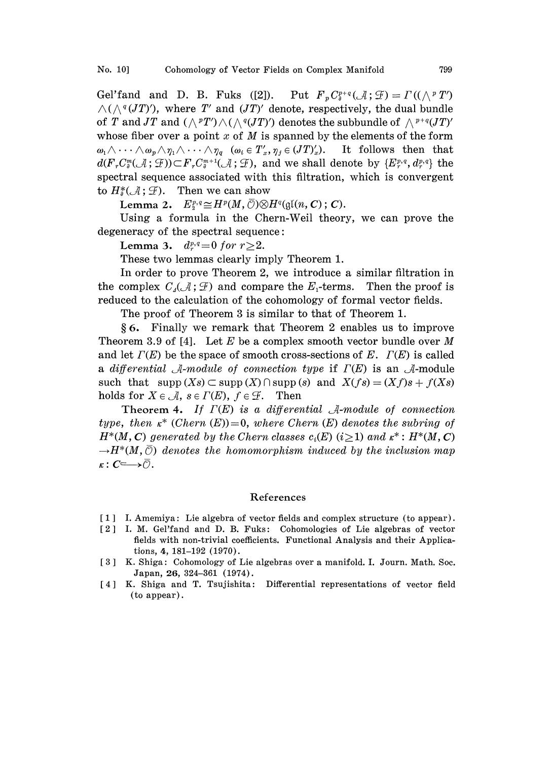Gel'fand and D. B. Fuks ([2]). Put $F_p C_\partial^{p+q}(\mathcal{A};\mathcal{F}) = \Gamma((\wedge^p T') \wedge (\wedge^q (JT)'))$, where $T'$ and $(JT)'$ denote, respectively, the dual bundle of $T$ and $JT$ and $(\wedge^p T')\wedge(\wedge^q(JT)')$ denotes the subbundle of $\wedge^{p+q}(JT)'$ whose fiber over a point $x$ of $M$ is spanned by the elements of the form $\omega_1\wedge\cdots\wedge\omega_p\wedge\eta_1\wedge\cdots\wedge\eta_q$ $(\omega_i\in T'_x, \eta_j\in(JT)'_x)$. It follows then that $d(F_r C_\partial^m(\mathcal{A};\mathcal{F}))\subset F_r C_\partial^{m+1}(\mathcal{A};\mathcal{F})$, and we shall denote by $\{E_r^{p,q}, d_r^{p,q}\}$ the spectral sequence associated with this filtration, which is convergent to $H_\partial^*(\mathcal{A};\mathcal{F})$. Then we can show

**Lemma 2.** $E_2^{p,q}\cong H^p(M,\bar{\mathcal{O}})\otimes H^q(\mathfrak{gl}(n,\boldsymbol{C});\boldsymbol{C})$.

Using a formula in the Chern-Weil theory, we can prove the degeneracy of the spectral sequence:

**Lemma 3.** $d_r^{p,q}=0$ *for* $r\geq 2$.

These two lemmas clearly imply Theorem 1.

In order to prove Theorem 2, we introduce a similar filtration in the complex $C_\Delta(\mathcal{A};\mathcal{F})$ and compare the $E_1$-terms. Then the proof is reduced to the calculation of the cohomology of formal vector fields.

The proof of Theorem 3 is similar to that of Theorem 1.

**§6.** Finally we remark that Theorem 2 enables us to improve Theorem 3.9 of [4]. Let $E$ be a complex smooth vector bundle over $M$ and let $\Gamma(E)$ be the space of smooth cross-sections of $E$. $\Gamma(E)$ is called a *differential $\mathcal{A}$-module of connection type* if $\Gamma(E)$ is an $\mathcal{A}$-module such that $\operatorname{supp}(Xs)\subset\operatorname{supp}(X)\cap\operatorname{supp}(s)$ and $X(fs)=(Xf)s+f(Xs)$ holds for $X\in\mathcal{A}$, $s\in\Gamma(E)$, $f\in\mathcal{F}$. Then

**Theorem 4.** *If $\Gamma(E)$ is a differential $\mathcal{A}$-module of connection type, then $\kappa^*$ (Chern $(E))=0$, where Chern $(E)$ denotes the subring of $H^*(M,\boldsymbol{C})$ generated by the Chern classes $c_i(E)$ $(i\geq 1)$ and $\kappa^*: H^*(M,\boldsymbol{C})\to H^*(M,\bar{\mathcal{O}})$ denotes the homomorphism induced by the inclusion map $\kappa:\boldsymbol{C}\hookrightarrow\bar{\mathcal{O}}$.*

## References

[1] I. Amemiya: Lie algebra of vector fields and complex structure (to appear).

[2] I. M. Gel'fand and D. B. Fuks: Cohomologies of Lie algebras of vector fields with non-trivial coefficients. Functional Analysis and their Applications, **4**, 181–192 (1970).

[3] K. Shiga: Cohomology of Lie algebras over a manifold. I. Journ. Math. Soc. Japan, **26**, 324–361 (1974).

[4] K. Shiga and T. Tsujishita: Differential representations of vector field (to appear).